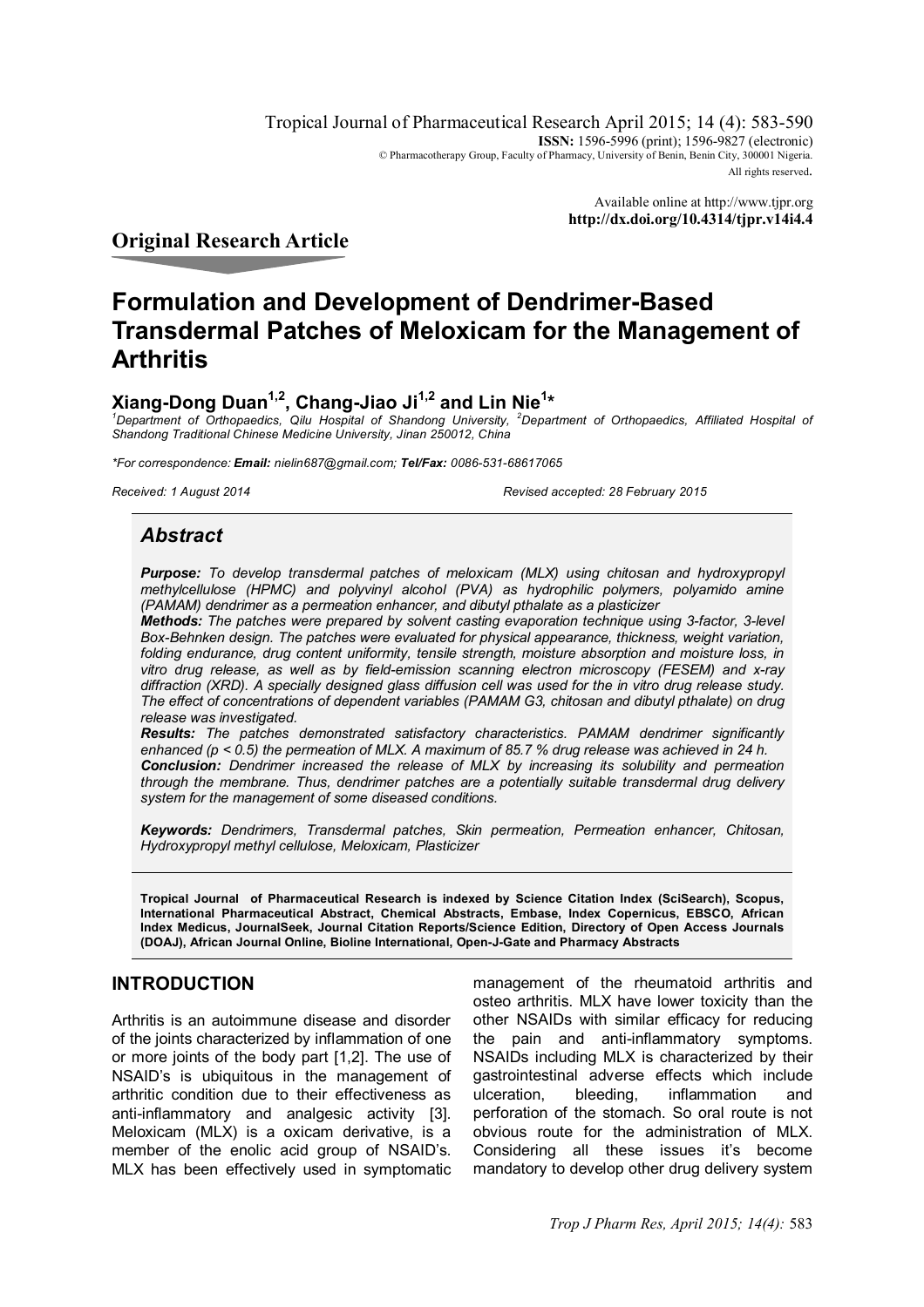Tropical Journal of Pharmaceutical Research April 2015; 14 (4): 583-590
**ISSN:** 1596-5996 (print); 1596-9827 (electronic)
© Pharmacotherapy Group, Faculty of Pharmacy, University of Benin, Benin City, 300001 Nigeria.
All rights reserved.

Available online at http://www.tjpr.org
**http://dx.doi.org/10.4314/tjpr.v14i4.4**

## Original Research Article

# Formulation and Development of Dendrimer-Based Transdermal Patches of Meloxicam for the Management of Arthritis

**Xiang-Dong Duan[1,2], Chang-Jiao Ji[1,2] and Lin Nie[1]***

*[1]Department of Orthopaedics, Qilu Hospital of Shandong University, [2]Department of Orthopaedics, Affiliated Hospital of Shandong Traditional Chinese Medicine University, Jinan 250012, China*

*\*For correspondence:* ***Email:*** *nielin687@gmail.com;* ***Tel/Fax:*** *0086-531-68617065*

*Received: 1 August 2014* *Revised accepted: 28 February 2015*

## *Abstract*

***Purpose:*** *To develop transdermal patches of meloxicam (MLX) using chitosan and hydroxypropyl methylcellulose (HPMC) and polyvinyl alcohol (PVA) as hydrophilic polymers, polyamido amine (PAMAM) dendrimer as a permeation enhancer, and dibutyl pthalate as a plasticizer*

***Methods:*** *The patches were prepared by solvent casting evaporation technique using 3-factor, 3-level Box-Behnken design. The patches were evaluated for physical appearance, thickness, weight variation, folding endurance, drug content uniformity, tensile strength, moisture absorption and moisture loss, in vitro drug release, as well as by field-emission scanning electron microscopy (FESEM) and x-ray diffraction (XRD). A specially designed glass diffusion cell was used for the in vitro drug release study. The effect of concentrations of dependent variables (PAMAM G3, chitosan and dibutyl pthalate) on drug release was investigated.*

***Results:*** *The patches demonstrated satisfactory characteristics. PAMAM dendrimer significantly enhanced ($p < 0.5$) the permeation of MLX. A maximum of 85.7 % drug release was achieved in 24 h.*

***Conclusion:*** *Dendrimer increased the release of MLX by increasing its solubility and permeation through the membrane. Thus, dendrimer patches are a potentially suitable transdermal drug delivery system for the management of some diseased conditions.*

***Keywords:*** *Dendrimers, Transdermal patches, Skin permeation, Permeation enhancer, Chitosan, Hydroxypropyl methyl cellulose, Meloxicam, Plasticizer*

**Tropical Journal of Pharmaceutical Research is indexed by Science Citation Index (SciSearch), Scopus, International Pharmaceutical Abstract, Chemical Abstracts, Embase, Index Copernicus, EBSCO, African Index Medicus, JournalSeek, Journal Citation Reports/Science Edition, Directory of Open Access Journals (DOAJ), African Journal Online, Bioline International, Open-J-Gate and Pharmacy Abstracts**

## INTRODUCTION

Arthritis is an autoimmune disease and disorder of the joints characterized by inflammation of one or more joints of the body part [1,2]. The use of NSAID's is ubiquitous in the management of arthritic condition due to their effectiveness as anti-inflammatory and analgesic activity [3]. Meloxicam (MLX) is a oxicam derivative, is a member of the enolic acid group of NSAID's. MLX has been effectively used in symptomatic management of the rheumatoid arthritis and osteo arthritis. MLX have lower toxicity than the other NSAIDs with similar efficacy for reducing the pain and anti-inflammatory symptoms. NSAIDs including MLX is characterized by their gastrointestinal adverse effects which include ulceration, bleeding, inflammation and perforation of the stomach. So oral route is not obvious route for the administration of MLX. Considering all these issues it's become mandatory to develop other drug delivery system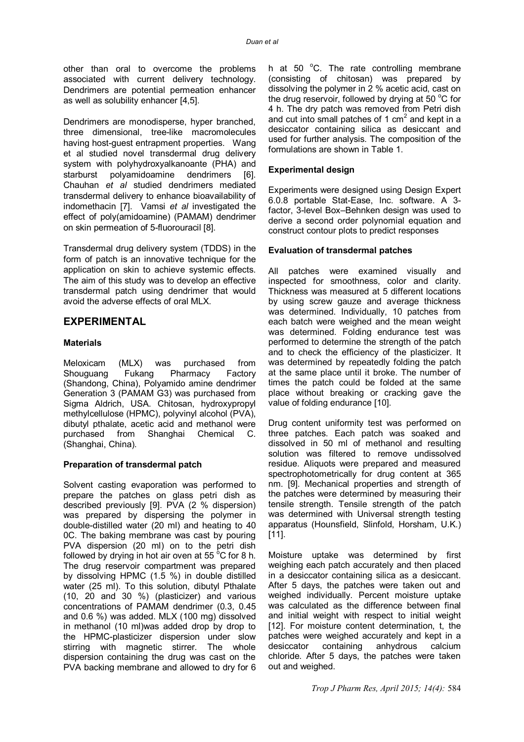other than oral to overcome the problems associated with current delivery technology. Dendrimers are potential permeation enhancer as well as solubility enhancer [4,5].

Dendrimers are monodisperse, hyper branched, three dimensional, tree-like macromolecules having host-guest entrapment properties. Wang et al studied novel transdermal drug delivery system with polyhydroxyalkanoante (PHA) and starburst polyamidoamine dendrimers [6]. Chauhan *et al* studied dendrimers mediated transdermal delivery to enhance bioavailability of indomethacin [7]. Vamsi *et al* investigated the effect of poly(amidoamine) (PAMAM) dendrimer on skin permeation of 5-fluorouracil [8].

Transdermal drug delivery system (TDDS) in the form of patch is an innovative technique for the application on skin to achieve systemic effects. The aim of this study was to develop an effective transdermal patch using dendrimer that would avoid the adverse effects of oral MLX.

## EXPERIMENTAL

### Materials

Meloxicam (MLX) was purchased from Shouguang Fukang Pharmacy Factory (Shandong, China), Polyamido amine dendrimer Generation 3 (PAMAM G3) was purchased from Sigma Aldrich, USA. Chitosan, hydroxypropyl methylcellulose (HPMC), polyvinyl alcohol (PVA), dibutyl pthalate, acetic acid and methanol were purchased from Shanghai Chemical C. (Shanghai, China).

### Preparation of transdermal patch

Solvent casting evaporation was performed to prepare the patches on glass petri dish as described previously [9]. PVA (2 % dispersion) was prepared by dispersing the polymer in double-distilled water (20 ml) and heating to 40 0C. The baking membrane was cast by pouring PVA dispersion (20 ml) on to the petri dish followed by drying in hot air oven at 55 °C for 8 h. The drug reservoir compartment was prepared by dissolving HPMC (1.5 %) in double distilled water (25 ml). To this solution, dibutyl Pthalate (10, 20 and 30 %) (plasticizer) and various concentrations of PAMAM dendrimer (0.3, 0.45 and 0.6 %) was added. MLX (100 mg) dissolved in methanol (10 ml)was added drop by drop to the HPMC-plasticizer dispersion under slow stirring with magnetic stirrer. The whole dispersion containing the drug was cast on the PVA backing membrane and allowed to dry for 6 h at 50 °C. The rate controlling membrane (consisting of chitosan) was prepared by dissolving the polymer in 2 % acetic acid, cast on the drug reservoir, followed by drying at 50 °C for 4 h. The dry patch was removed from Petri dish and cut into small patches of 1 cm$^2$ and kept in a desiccator containing silica as desiccant and used for further analysis. The composition of the formulations are shown in Table 1.

### Experimental design

Experiments were designed using Design Expert 6.0.8 portable Stat-Ease, Inc. software. A 3-factor, 3-level Box–Behnken design was used to derive a second order polynomial equation and construct contour plots to predict responses

### Evaluation of transdermal patches

All patches were examined visually and inspected for smoothness, color and clarity. Thickness was measured at 5 different locations by using screw gauze and average thickness was determined. Individually, 10 patches from each batch were weighed and the mean weight was determined. Folding endurance test was performed to determine the strength of the patch and to check the efficiency of the plasticizer. It was determined by repeatedly folding the patch at the same place until it broke. The number of times the patch could be folded at the same place without breaking or cracking gave the value of folding endurance [10].

Drug content uniformity test was performed on three patches. Each patch was soaked and dissolved in 50 ml of methanol and resulting solution was filtered to remove undissolved residue. Aliquots were prepared and measured spectrophotometrically for drug content at 365 nm. [9]. Mechanical properties and strength of the patches were determined by measuring their tensile strength. Tensile strength of the patch was determined with Universal strength testing apparatus (Hounsfield, Slinfold, Horsham, U.K.) [11].

Moisture uptake was determined by first weighing each patch accurately and then placed in a desiccator containing silica as a desiccant. After 5 days, the patches were taken out and weighed individually. Percent moisture uptake was calculated as the difference between final and initial weight with respect to initial weight [12]. For moisture content determination, t, the patches were weighed accurately and kept in a desiccator containing anhydrous calcium chloride. After 5 days, the patches were taken out and weighed.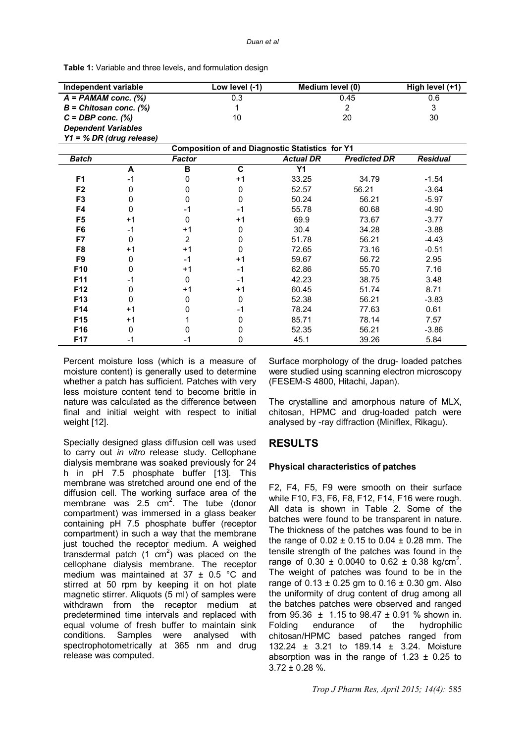**Table 1:** Variable and three levels, and formulation design

| Independent variable | | Low level (-1) | | Medium level (0) | | High level (+1) |
|---|---|---|---|---|---|---|
| *A = PAMAM conc. (%)* | | 0.3 | | 0.45 | | 0.6 |
| *B = Chitosan conc. (%)* | | 1 | | 2 | | 3 |
| *C = DBP conc. (%)* | | 10 | | 20 | | 30 |
| ***Dependent Variables*** | | | | | | |
| *Y1 = % DR (drug release)* | | | | | | |
| **Composition of and Diagnostic Statistics for Y1** | | | | | | |
| ***Batch*** | | ***Factor*** | | ***Actual DR*** | ***Predicted DR*** | ***Residual*** |
| | **A** | **B** | **C** | **Y1** | | |
| **F1** | -1 | 0 | +1 | 33.25 | 34.79 | -1.54 |
| **F2** | 0 | 0 | 0 | 52.57 | 56.21 | -3.64 |
| **F3** | 0 | 0 | 0 | 50.24 | 56.21 | -5.97 |
| **F4** | 0 | -1 | -1 | 55.78 | 60.68 | -4.90 |
| **F5** | +1 | 0 | +1 | 69.9 | 73.67 | -3.77 |
| **F6** | -1 | +1 | 0 | 30.4 | 34.28 | -3.88 |
| **F7** | 0 | 2 | 0 | 51.78 | 56.21 | -4.43 |
| **F8** | +1 | +1 | 0 | 72.65 | 73.16 | -0.51 |
| **F9** | 0 | -1 | +1 | 59.67 | 56.72 | 2.95 |
| **F10** | 0 | +1 | -1 | 62.86 | 55.70 | 7.16 |
| **F11** | -1 | 0 | -1 | 42.23 | 38.75 | 3.48 |
| **F12** | 0 | +1 | +1 | 60.45 | 51.74 | 8.71 |
| **F13** | 0 | 0 | 0 | 52.38 | 56.21 | -3.83 |
| **F14** | +1 | 0 | -1 | 78.24 | 77.63 | 0.61 |
| **F15** | +1 | 1 | 0 | 85.71 | 78.14 | 7.57 |
| **F16** | 0 | 0 | 0 | 52.35 | 56.21 | -3.86 |
| **F17** | -1 | -1 | 0 | 45.1 | 39.26 | 5.84 |

Percent moisture loss (which is a measure of moisture content) is generally used to determine whether a patch has sufficient. Patches with very less moisture content tend to become brittle in nature was calculated as the difference between final and initial weight with respect to initial weight [12].

Specially designed glass diffusion cell was used to carry out *in vitro* release study. Cellophane dialysis membrane was soaked previously for 24 h in pH 7.5 phosphate buffer [13]. This membrane was stretched around one end of the diffusion cell. The working surface area of the membrane was 2.5 $cm^2$. The tube (donor compartment) was immersed in a glass beaker containing pH 7.5 phosphate buffer (receptor compartment) in such a way that the membrane just touched the receptor medium. A weighed transdermal patch (1 $cm^2$) was placed on the cellophane dialysis membrane. The receptor medium was maintained at 37 ± 0.5 °C and stirred at 50 rpm by keeping it on hot plate magnetic stirrer. Aliquots (5 ml) of samples were withdrawn from the receptor medium at predetermined time intervals and replaced with equal volume of fresh buffer to maintain sink conditions. Samples were analysed with spectrophotometrically at 365 nm and drug release was computed.

Surface morphology of the drug- loaded patches were studied using scanning electron microscopy (FESEM-S 4800, Hitachi, Japan).

The crystalline and amorphous nature of MLX, chitosan, HPMC and drug-loaded patch were analysed by -ray diffraction (Miniflex, Rikagu).

## RESULTS

### Physical characteristics of patches

F2, F4, F5, F9 were smooth on their surface while F10, F3, F6, F8, F12, F14, F16 were rough. All data is shown in Table 2. Some of the batches were found to be transparent in nature. The thickness of the patches was found to be in the range of 0.02 ± 0.15 to 0.04 ± 0.28 mm. The tensile strength of the patches was found in the range of 0.30 ± 0.0040 to 0.62 ± 0.38 kg/$cm^2$. The weight of patches was found to be in the range of 0.13 ± 0.25 gm to 0.16 ± 0.30 gm. Also the uniformity of drug content of drug among all the batches patches were observed and ranged from 95.36 ± 1.15 to 98.47 ± 0.91 % shown in. Folding endurance of the hydrophilic chitosan/HPMC based patches ranged from 132.24 ± 3.21 to 189.14 ± 3.24. Moisture absorption was in the range of 1.23 ± 0.25 to 3.72 ± 0.28 %.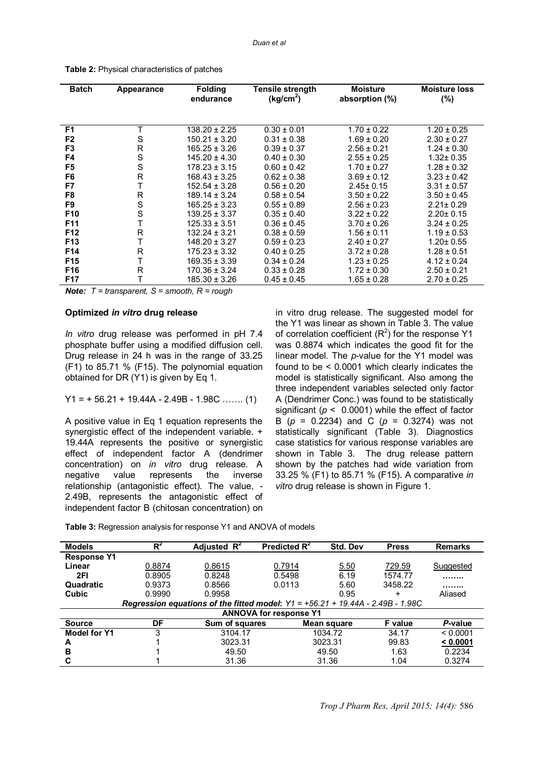**Table 2:** Physical characteristics of patches

| Batch | Appearance | Folding endurance | Tensile strength ($kg/cm^2$) | Moisture absorption (%) | Moisture loss (%) |
|---|---|---|---|---|---|
| F1 | T | 138.20 ± 2.25 | 0.30 ± 0.01 | 1.70 ± 0.22 | 1.20 ± 0.25 |
| F2 | S | 150.21 ± 3.20 | 0.31 ± 0.38 | 1.69 ± 0.20 | 2.30 ± 0.27 |
| F3 | R | 165.25 ± 3.26 | 0.39 ± 0.37 | 2.56 ± 0.21 | 1.24 ± 0.30 |
| F4 | S | 145.20 ± 4.30 | 0.40 ± 0.30 | 2.55 ± 0.25 | 1.32± 0.35 |
| F5 | S | 178.23 ± 3.15 | 0.60 ± 0.42 | 1.70 ± 0.27 | 1.28 ± 0.32 |
| F6 | R | 168.43 ± 3.25 | 0.62 ± 0.38 | 3.69 ± 0.12 | 3.23 ± 0.42 |
| F7 | T | 152.54 ± 3.28 | 0.56 ± 0.20 | 2.45± 0.15 | 3.31 ± 0.57 |
| F8 | R | 189.14 ± 3.24 | 0.58 ± 0.54 | 3.50 ± 0.22 | 3.50 ± 0.45 |
| F9 | S | 165.25 ± 3.23 | 0.55 ± 0.89 | 2.56 ± 0.23 | 2.21± 0.29 |
| F10 | S | 139.25 ± 3.37 | 0.35 ± 0.40 | 3.22 ± 0.22 | 2.20± 0.15 |
| F11 | T | 125.33 ± 3.51 | 0.36 ± 0.45 | 3.70 ± 0.26 | 3.24 ± 0.25 |
| F12 | R | 132.24 ± 3.21 | 0.38 ± 0.59 | 1.56 ± 0.11 | 1.19 ± 0.53 |
| F13 | T | 148.20 ± 3.27 | 0.59 ± 0.23 | 2.40 ± 0.27 | 1.20± 0.55 |
| F14 | R | 175.23 ± 3.32 | 0.40 ± 0.25 | 3.72 ± 0.28 | 1.28 ± 0.51 |
| F15 | T | 169.35 ± 3.39 | 0.34 ± 0.24 | 1.23 ± 0.25 | 4.12 ± 0.24 |
| F16 | R | 170.36 ± 3.24 | 0.33 ± 0.28 | 1.72 ± 0.30 | 2.50 ± 0.21 |
| F17 | T | 185.30 ± 3.26 | 0.45 ± 0.45 | 1.65 ± 0.28 | 2.70 ± 0.25 |

***Note:*** *T = transparent, S = smooth, R = rough*

### Optimized *in vitro* drug release

*In vitro* drug release was performed in pH 7.4 phosphate buffer using a modified diffusion cell. Drug release in 24 h was in the range of 33.25 (F1) to 85.71 % (F15). The polynomial equation obtained for DR (Y1) is given by Eq 1.

$$Y1 = + 56.21 + 19.44A - 2.49B - 1.98C \quad (1)$$

A positive value in Eq 1 equation represents the synergistic effect of the independent variable. + 19.44A represents the positive or synergistic effect of independent factor A (dendrimer concentration) on *in vitro* drug release. A negative value represents the inverse relationship (antagonistic effect). The value, - 2.49B, represents the antagonistic effect of independent factor B (chitosan concentration) on in vitro drug release. The suggested model for the Y1 was linear as shown in Table 3. The value of correlation coefficient ($R^2$) for the response Y1 was 0.8874 which indicates the good fit for the linear model. The *p*-value for the Y1 model was found to be < 0.0001 which clearly indicates the model is statistically significant. Also among the three independent variables selected only factor A (Dendrimer Conc.) was found to be statistically significant ($p < 0.0001$) while the effect of factor B ($p = 0.2234$) and C ($p = 0.3274$) was not statistically significant (Table 3). Diagnostics case statistics for various response variables are shown in Table 3. The drug release pattern shown by the patches had wide variation from 33.25 % (F1) to 85.71 % (F15). A comparative *in vitro* drug release is shown in Figure 1.

**Table 3:** Regression analysis for response Y1 and ANOVA of models

| Models | $R^2$ | Adjusted $R^2$ | Predicted $R^2$ | Std. Dev | Press | Remarks |
|---|---|---|---|---|---|---|
| **Response Y1** | | | | | | |
| **Linear** | 0.8874 | 0.8615 | 0.7914 | 5.50 | 729.59 | Suggested |
| **2FI** | 0.8905 | 0.8248 | 0.5498 | 6.19 | 1574.77 | …….. |
| **Quadratic** | 0.9373 | 0.8566 | 0.0113 | 5.60 | 3458.22 | …….. |
| **Cubic** | 0.9990 | 0.9958 | | 0.95 | + | Aliased |
| ***Regression equations of the fitted model**: $Y1 = +56.21 + 19.44A - 2.49B - 1.98C$* | | | | | | |
| **ANNOVA for response Y1** | | | | | | |
| **Source** | **DF** | **Sum of squares** | **Mean square** | | **F value** | ***P*-value** |
| **Model for Y1** | 3 | 3104.17 | 1034.72 | | 34.17 | < 0.0001 |
| **A** | 1 | 3023.31 | 3023.31 | | 99.83 | **< 0.0001** |
| **B** | 1 | 49.50 | 49.50 | | 1.63 | 0.2234 |
| **C** | 1 | 31.36 | 31.36 | | 1.04 | 0.3274 |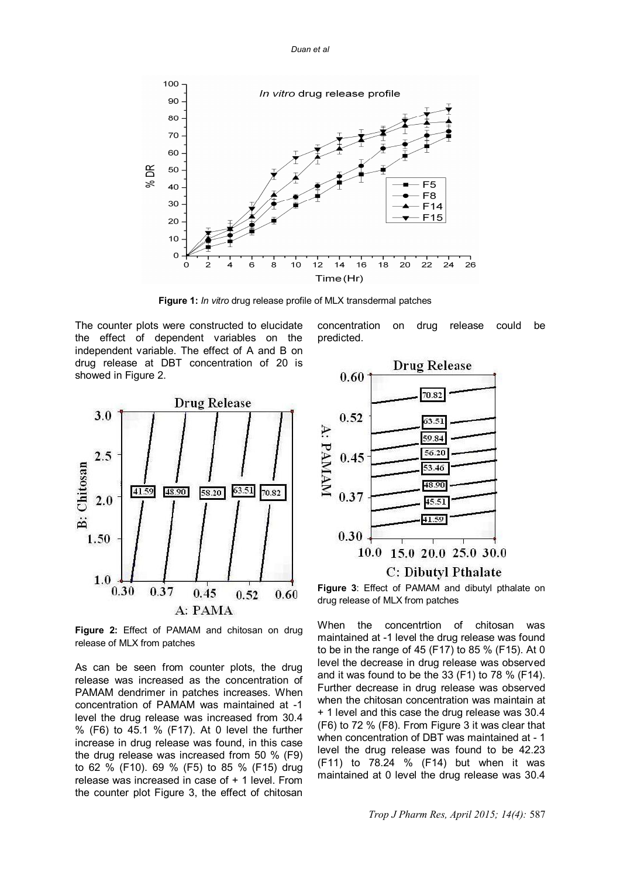**Figure 1:** *In vitro* drug release profile of MLX transdermal patches

The counter plots were constructed to elucidate the effect of dependent variables on the independent variable. The effect of A and B on drug release at DBT concentration of 20 is showed in Figure 2.

**Figure 2:** Effect of PAMAM and chitosan on drug release of MLX from patches

As can be seen from counter plots, the drug release was increased as the concentration of PAMAM dendrimer in patches increases. When concentration of PAMAM was maintained at -1 level the drug release was increased from 30.4 % (F6) to 45.1 % (F17). At 0 level the further increase in drug release was found, in this case the drug release was increased from 50 % (F9) to 62 % (F10). 69 % (F5) to 85 % (F15) drug release was increased in case of + 1 level. From the counter plot Figure 3, the effect of chitosan concentration on drug release could be predicted.

**Figure 3**: Effect of PAMAM and dibutyl pthalate on drug release of MLX from patches

When the concentrtion of chitosan was maintained at -1 level the drug release was found to be in the range of 45 (F17) to 85 % (F15). At 0 level the decrease in drug release was observed and it was found to be the 33 (F1) to 78 % (F14). Further decrease in drug release was observed when the chitosan concentration was maintain at + 1 level and this case the drug release was 30.4 (F6) to 72 % (F8). From Figure 3 it was clear that when concentration of DBT was maintained at - 1 level the drug release was found to be 42.23 (F11) to 78.24 % (F14) but when it was maintained at 0 level the drug release was 30.4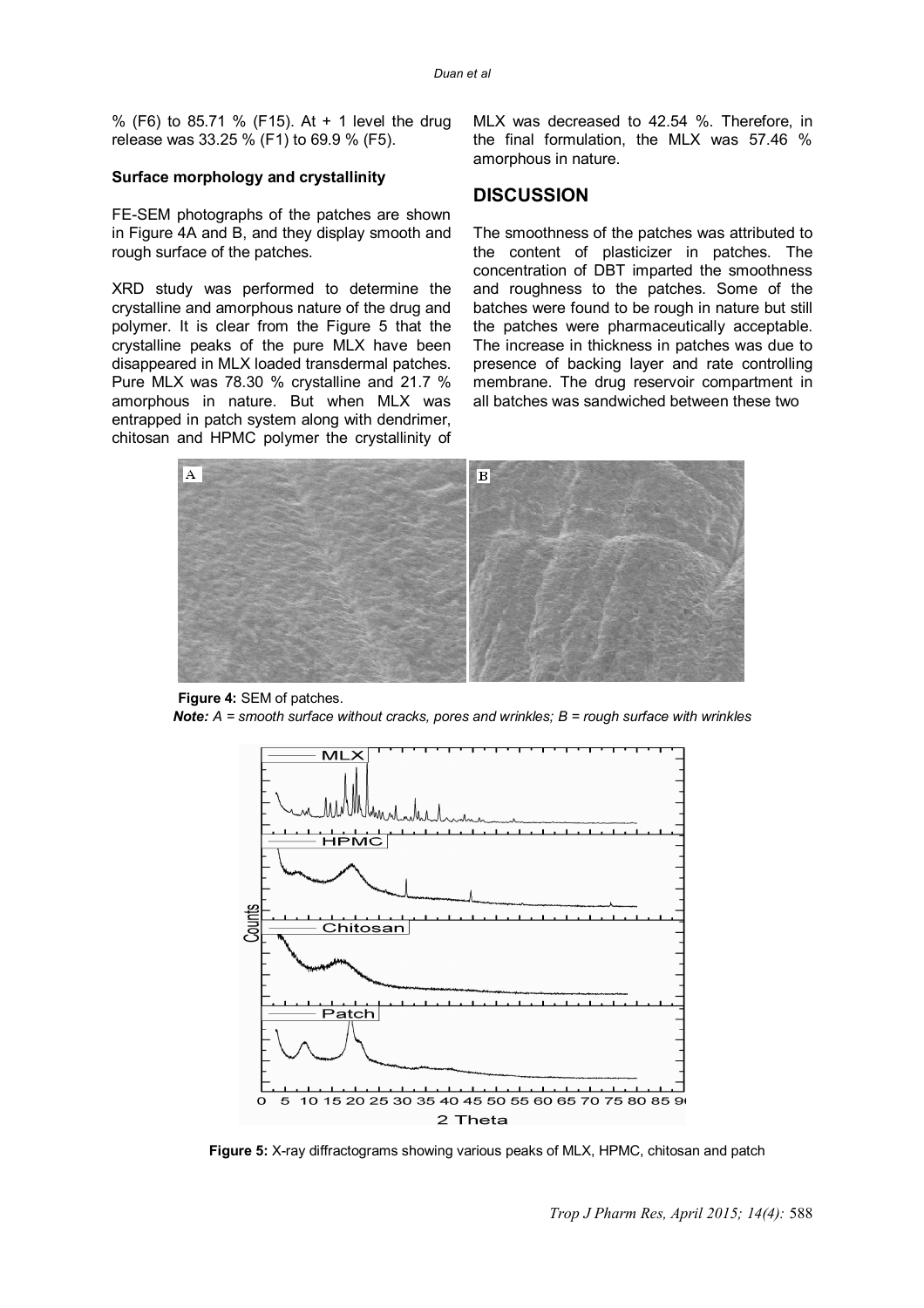% (F6) to 85.71 % (F15). At + 1 level the drug release was 33.25 % (F1) to 69.9 % (F5).

### Surface morphology and crystallinity

FE-SEM photographs of the patches are shown in Figure 4A and B, and they display smooth and rough surface of the patches.

XRD study was performed to determine the crystalline and amorphous nature of the drug and polymer. It is clear from the Figure 5 that the crystalline peaks of the pure MLX have been disappeared in MLX loaded transdermal patches. Pure MLX was 78.30 % crystalline and 21.7 % amorphous in nature. But when MLX was entrapped in patch system along with dendrimer, chitosan and HPMC polymer the crystallinity of MLX was decreased to 42.54 %. Therefore, in the final formulation, the MLX was 57.46 % amorphous in nature.

## DISCUSSION

The smoothness of the patches was attributed to the content of plasticizer in patches. The concentration of DBT imparted the smoothness and roughness to the patches. Some of the batches were found to be rough in nature but still the patches were pharmaceutically acceptable. The increase in thickness in patches was due to presence of backing layer and rate controlling membrane. The drug reservoir compartment in all batches was sandwiched between these two

**Figure 4:** SEM of patches.
***Note:** A = smooth surface without cracks, pores and wrinkles; B = rough surface with wrinkles*

**Figure 5:** X-ray diffractograms showing various peaks of MLX, HPMC, chitosan and patch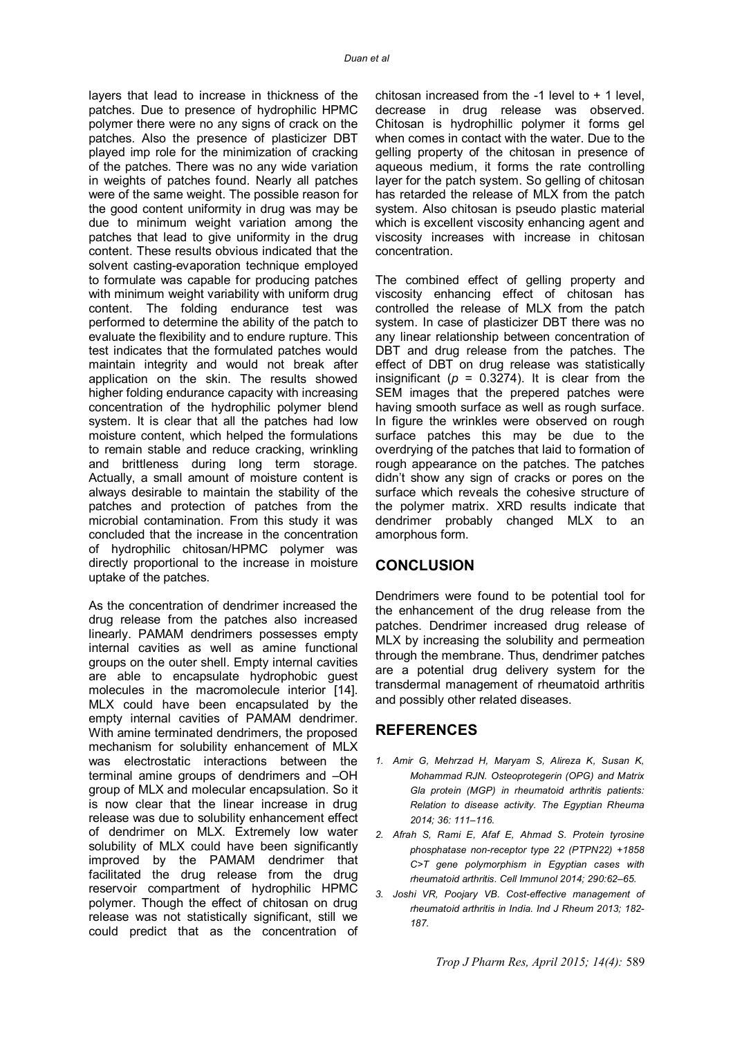layers that lead to increase in thickness of the patches. Due to presence of hydrophilic HPMC polymer there were no any signs of crack on the patches. Also the presence of plasticizer DBT played imp role for the minimization of cracking of the patches. There was no any wide variation in weights of patches found. Nearly all patches were of the same weight. The possible reason for the good content uniformity in drug was may be due to minimum weight variation among the patches that lead to give uniformity in the drug content. These results obvious indicated that the solvent casting-evaporation technique employed to formulate was capable for producing patches with minimum weight variability with uniform drug content. The folding endurance test was performed to determine the ability of the patch to evaluate the flexibility and to endure rupture. This test indicates that the formulated patches would maintain integrity and would not break after application on the skin. The results showed higher folding endurance capacity with increasing concentration of the hydrophilic polymer blend system. It is clear that all the patches had low moisture content, which helped the formulations to remain stable and reduce cracking, wrinkling and brittleness during long term storage. Actually, a small amount of moisture content is always desirable to maintain the stability of the patches and protection of patches from the microbial contamination. From this study it was concluded that the increase in the concentration of hydrophilic chitosan/HPMC polymer was directly proportional to the increase in moisture uptake of the patches.

As the concentration of dendrimer increased the drug release from the patches also increased linearly. PAMAM dendrimers possesses empty internal cavities as well as amine functional groups on the outer shell. Empty internal cavities are able to encapsulate hydrophobic guest molecules in the macromolecule interior [14]. MLX could have been encapsulated by the empty internal cavities of PAMAM dendrimer. With amine terminated dendrimers, the proposed mechanism for solubility enhancement of MLX was electrostatic interactions between the terminal amine groups of dendrimers and –OH group of MLX and molecular encapsulation. So it is now clear that the linear increase in drug release was due to solubility enhancement effect of dendrimer on MLX. Extremely low water solubility of MLX could have been significantly improved by the PAMAM dendrimer that facilitated the drug release from the drug reservoir compartment of hydrophilic HPMC polymer. Though the effect of chitosan on drug release was not statistically significant, still we could predict that as the concentration of chitosan increased from the -1 level to + 1 level, decrease in drug release was observed. Chitosan is hydrophillic polymer it forms gel when comes in contact with the water. Due to the gelling property of the chitosan in presence of aqueous medium, it forms the rate controlling layer for the patch system. So gelling of chitosan has retarded the release of MLX from the patch system. Also chitosan is pseudo plastic material which is excellent viscosity enhancing agent and viscosity increases with increase in chitosan concentration.

The combined effect of gelling property and viscosity enhancing effect of chitosan has controlled the release of MLX from the patch system. In case of plasticizer DBT there was no any linear relationship between concentration of DBT and drug release from the patches. The effect of DBT on drug release was statistically insignificant ($p$ = 0.3274). It is clear from the SEM images that the prepered patches were having smooth surface as well as rough surface. In figure the wrinkles were observed on rough surface patches this may be due to the overdrying of the patches that laid to formation of rough appearance on the patches. The patches didn't show any sign of cracks or pores on the surface which reveals the cohesive structure of the polymer matrix. XRD results indicate that dendrimer probably changed MLX to an amorphous form.

## CONCLUSION

Dendrimers were found to be potential tool for the enhancement of the drug release from the patches. Dendrimer increased drug release of MLX by increasing the solubility and permeation through the membrane. Thus, dendrimer patches are a potential drug delivery system for the transdermal management of rheumatoid arthritis and possibly other related diseases.

## REFERENCES

1. *Amir G, Mehrzad H, Maryam S, Alireza K, Susan K, Mohammad RJN. Osteoprotegerin (OPG) and Matrix Gla protein (MGP) in rheumatoid arthritis patients: Relation to disease activity. The Egyptian Rheuma 2014; 36: 111–116.*
2. *Afrah S, Rami E, Afaf E, Ahmad S. Protein tyrosine phosphatase non-receptor type 22 (PTPN22) +1858 C>T gene polymorphism in Egyptian cases with rheumatoid arthritis. Cell Immunol 2014; 290:62–65.*
3. *Joshi VR, Poojary VB. Cost-effective management of rheumatoid arthritis in India. Ind J Rheum 2013; 182-187.*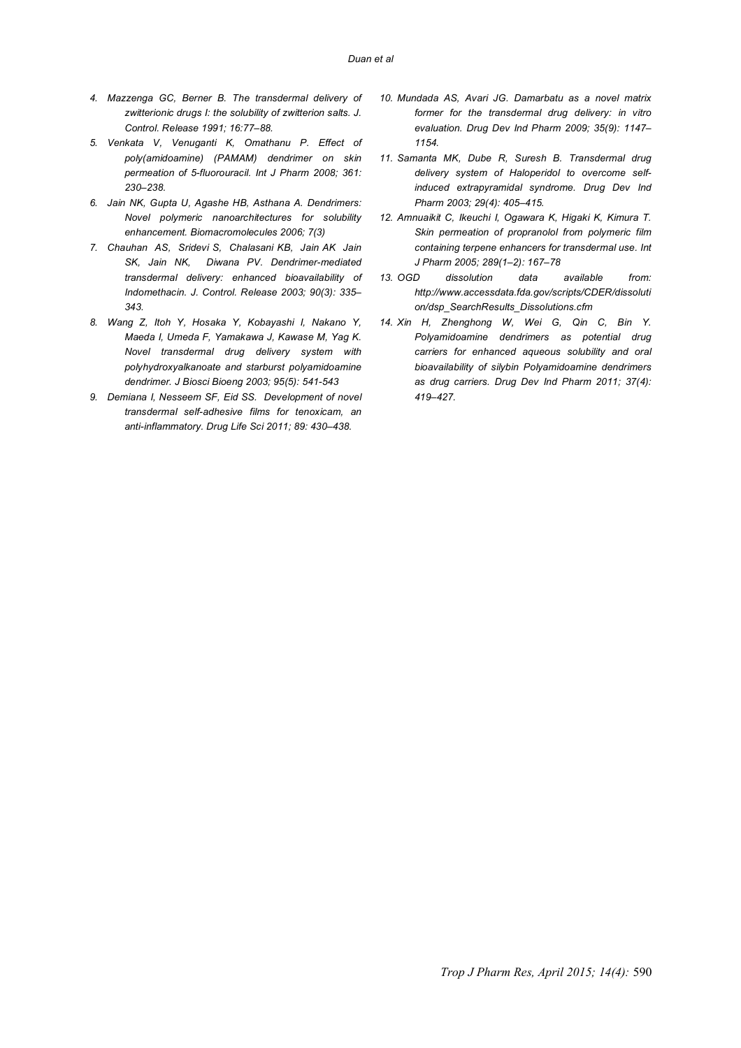4. Mazzenga GC, Berner B. The transdermal delivery of zwitterionic drugs I: the solubility of zwitterion salts. J. Control. Release 1991; 16:77–88.
5. Venkata V, Venuganti K, Omathanu P. Effect of poly(amidoamine) (PAMAM) dendrimer on skin permeation of 5-fluorouracil. Int J Pharm 2008; 361: 230–238.
6. Jain NK, Gupta U, Agashe HB, Asthana A. Dendrimers: Novel polymeric nanoarchitectures for solubility enhancement. Biomacromolecules 2006; 7(3)
7. Chauhan AS, Sridevi S, Chalasani KB, Jain AK Jain SK, Jain NK, Diwana PV. Dendrimer-mediated transdermal delivery: enhanced bioavailability of Indomethacin. J. Control. Release 2003; 90(3): 335–343.
8. Wang Z, Itoh Y, Hosaka Y, Kobayashi I, Nakano Y, Maeda I, Umeda F, Yamakawa J, Kawase M, Yag K. Novel transdermal drug delivery system with polyhydroxyalkanoate and starburst polyamidoamine dendrimer. J Biosci Bioeng 2003; 95(5): 541-543
9. Demiana I, Nesseem SF, Eid SS. Development of novel transdermal self-adhesive films for tenoxicam, an anti-inflammatory. Drug Life Sci 2011; 89: 430–438.
10. Mundada AS, Avari JG. Damarbatu as a novel matrix former for the transdermal drug delivery: in vitro evaluation. Drug Dev Ind Pharm 2009; 35(9): 1147–1154.
11. Samanta MK, Dube R, Suresh B. Transdermal drug delivery system of Haloperidol to overcome self-induced extrapyramidal syndrome. Drug Dev Ind Pharm 2003; 29(4): 405–415.
12. Amnuaikit C, Ikeuchi I, Ogawara K, Higaki K, Kimura T. Skin permeation of propranolol from polymeric film containing terpene enhancers for transdermal use. Int J Pharm 2005; 289(1–2): 167–78
13. OGD dissolution data available from: http://www.accessdata.fda.gov/scripts/CDER/dissolution/dsp_SearchResults_Dissolutions.cfm
14. Xin H, Zhenghong W, Wei G, Qin C, Bin Y. Polyamidoamine dendrimers as potential drug carriers for enhanced aqueous solubility and oral bioavailability of silybin Polyamidoamine dendrimers as drug carriers. Drug Dev Ind Pharm 2011; 37(4): 419–427.